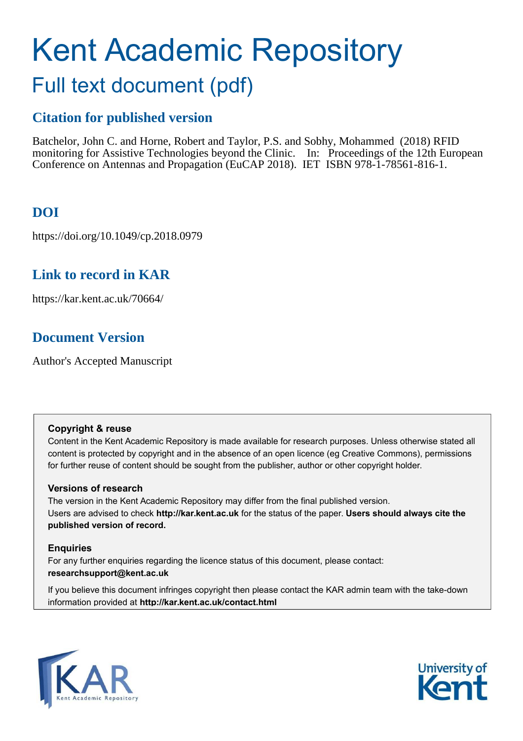# Kent Academic Repository

## Full text document (pdf)

### Citation for published version

Batchelor, John C. and Horne, Robert and Taylor, P.S. and Sobhy, Mohammed (2018) RFID monitoring for Assistive Technologies beyond the Clinic. In: Proceedings of the 12th European Conference on Antennas and Propagation (EuCAP 2018). IET ISBN 978-1-78561-816-1.

### DOI

https://doi.org/10.1049/cp.2018.0979

### Link to record in KAR

https://kar.kent.ac.uk/70664/

### Document Version

Author's Accepted Manuscript

**Copyright & reuse**

Content in the Kent Academic Repository is made available for research purposes. Unless otherwise stated all content is protected by copyright and in the absence of an open licence (eg Creative Commons), permissions for further reuse of content should be sought from the publisher, author or other copyright holder.

**Versions of research**

The version in the Kent Academic Repository may differ from the final published version. Users are advised to check **http://kar.kent.ac.uk** for the status of the paper. **Users should always cite the published version of record.**

**Enquiries**

For any further enquiries regarding the licence status of this document, please contact: **researchsupport@kent.ac.uk**

If you believe this document infringes copyright then please contact the KAR admin team with the take-down information provided at **http://kar.kent.ac.uk/contact.html**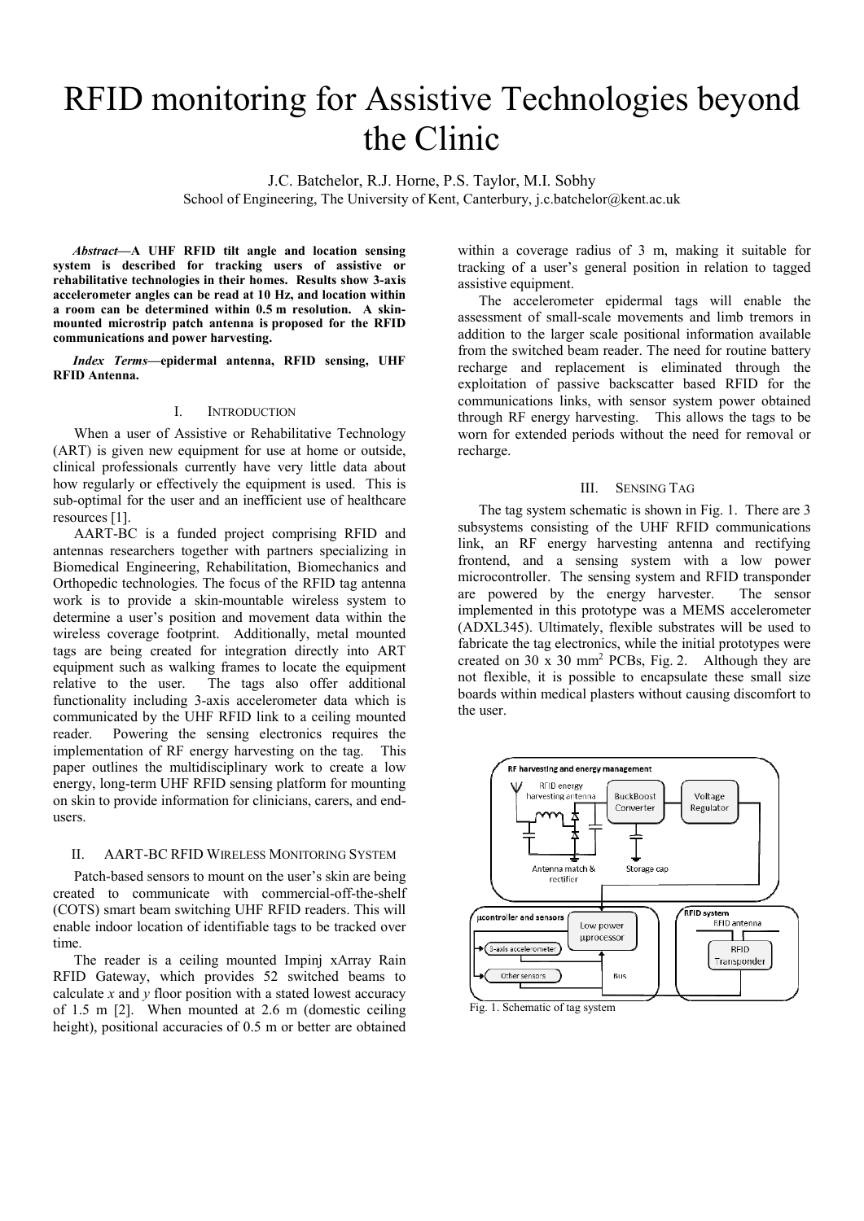# RFID monitoring for Assistive Technologies beyond the Clinic

J.C. Batchelor, R.J. Horne, P.S. Taylor, M.I. Sobhy

School of Engineering, The University of Kent, Canterbury, j.c.batchelor@kent.ac.uk

***Abstract*—A UHF RFID tilt angle and location sensing system is described for tracking users of assistive or rehabilitative technologies in their homes. Results show 3-axis accelerometer angles can be read at 10 Hz, and location within a room can be determined within 0.5 m resolution. A skin-mounted microstrip patch antenna is proposed for the RFID communications and power harvesting.**

***Index Terms*—epidermal antenna, RFID sensing, UHF RFID Antenna.**

## I. Introduction

When a user of Assistive or Rehabilitative Technology (ART) is given new equipment for use at home or outside, clinical professionals currently have very little data about how regularly or effectively the equipment is used. This is sub-optimal for the user and an inefficient use of healthcare resources [1].

AART-BC is a funded project comprising RFID and antennas researchers together with partners specializing in Biomedical Engineering, Rehabilitation, Biomechanics and Orthopedic technologies. The focus of the RFID tag antenna work is to provide a skin-mountable wireless system to determine a user's position and movement data within the wireless coverage footprint. Additionally, metal mounted tags are being created for integration directly into ART equipment such as walking frames to locate the equipment relative to the user. The tags also offer additional functionality including 3-axis accelerometer data which is communicated by the UHF RFID link to a ceiling mounted reader. Powering the sensing electronics requires the implementation of RF energy harvesting on the tag. This paper outlines the multidisciplinary work to create a low energy, long-term UHF RFID sensing platform for mounting on skin to provide information for clinicians, carers, and end-users.

## II. AART-BC RFID Wireless Monitoring System

Patch-based sensors to mount on the user's skin are being created to communicate with commercial-off-the-shelf (COTS) smart beam switching UHF RFID readers. This will enable indoor location of identifiable tags to be tracked over time.

The reader is a ceiling mounted Impinj xArray Rain RFID Gateway, which provides 52 switched beams to calculate *x* and *y* floor position with a stated lowest accuracy of 1.5 m [2]. When mounted at 2.6 m (domestic ceiling height), positional accuracies of 0.5 m or better are obtained within a coverage radius of 3 m, making it suitable for tracking of a user's general position in relation to tagged assistive equipment.

The accelerometer epidermal tags will enable the assessment of small-scale movements and limb tremors in addition to the larger scale positional information available from the switched beam reader. The need for routine battery recharge and replacement is eliminated through the exploitation of passive backscatter based RFID for the communications links, with sensor system power obtained through RF energy harvesting. This allows the tags to be worn for extended periods without the need for removal or recharge.

## III. Sensing Tag

The tag system schematic is shown in Fig. 1. There are 3 subsystems consisting of the UHF RFID communications link, an RF energy harvesting antenna and rectifying frontend, and a sensing system with a low power microcontroller. The sensing system and RFID transponder are powered by the energy harvester. The sensor implemented in this prototype was a MEMS accelerometer (ADXL345). Ultimately, flexible substrates will be used to fabricate the tag electronics, while the initial prototypes were created on 30 x 30 mm$^2$ PCBs, Fig. 2. Although they are not flexible, it is possible to encapsulate these small size boards within medical plasters without causing discomfort to the user.

Fig. 1. Schematic of tag system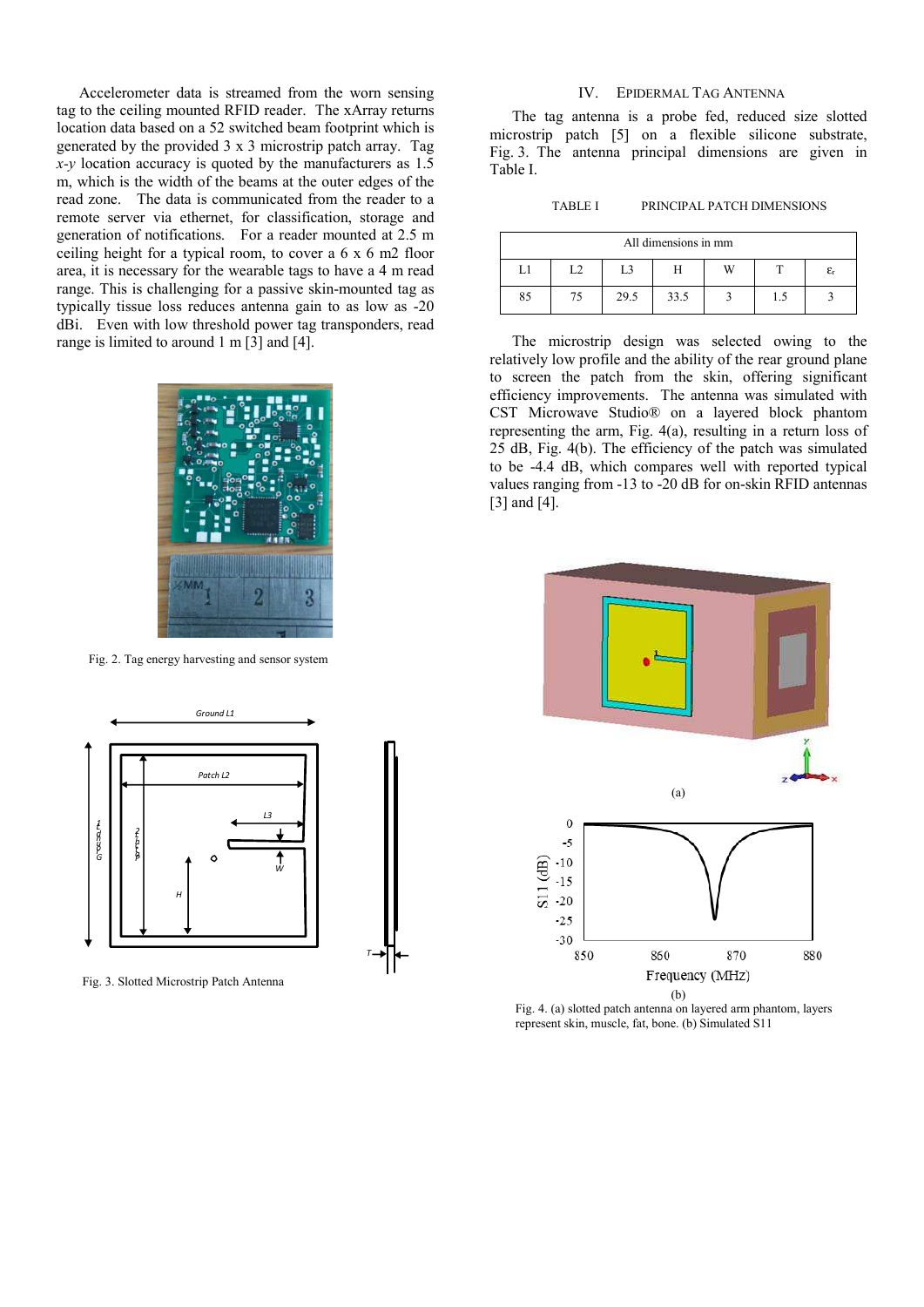Accelerometer data is streamed from the worn sensing tag to the ceiling mounted RFID reader. The xArray returns location data based on a 52 switched beam footprint which is generated by the provided 3 x 3 microstrip patch array. Tag *x-y* location accuracy is quoted by the manufacturers as 1.5 m, which is the width of the beams at the outer edges of the read zone. The data is communicated from the reader to a remote server via ethernet, for classification, storage and generation of notifications. For a reader mounted at 2.5 m ceiling height for a typical room, to cover a 6 x 6 m2 floor area, it is necessary for the wearable tags to have a 4 m read range. This is challenging for a passive skin-mounted tag as typically tissue loss reduces antenna gain to as low as -20 dBi. Even with low threshold power tag transponders, read range is limited to around 1 m [3] and [4].

Fig. 2. Tag energy harvesting and sensor system

Fig. 3. Slotted Microstrip Patch Antenna

## IV. Epidermal Tag Antenna

The tag antenna is a probe fed, reduced size slotted microstrip patch [5] on a flexible silicone substrate, Fig. 3. The antenna principal dimensions are given in Table I.

TABLE I PRINCIPAL PATCH DIMENSIONS

| All dimensions in mm | | | | | | |
|---|---|---|---|---|---|---|
| L1 | L2 | L3 | H | W | T | $\varepsilon_r$ |
| 85 | 75 | 29.5 | 33.5 | 3 | 1.5 | 3 |

The microstrip design was selected owing to the relatively low profile and the ability of the rear ground plane to screen the patch from the skin, offering significant efficiency improvements. The antenna was simulated with CST Microwave Studio® on a layered block phantom representing the arm, Fig. 4(a), resulting in a return loss of 25 dB, Fig. 4(b). The efficiency of the patch was simulated to be -4.4 dB, which compares well with reported typical values ranging from -13 to -20 dB for on-skin RFID antennas [3] and [4].

Fig. 4. (a) slotted patch antenna on layered arm phantom, layers represent skin, muscle, fat, bone. (b) Simulated S11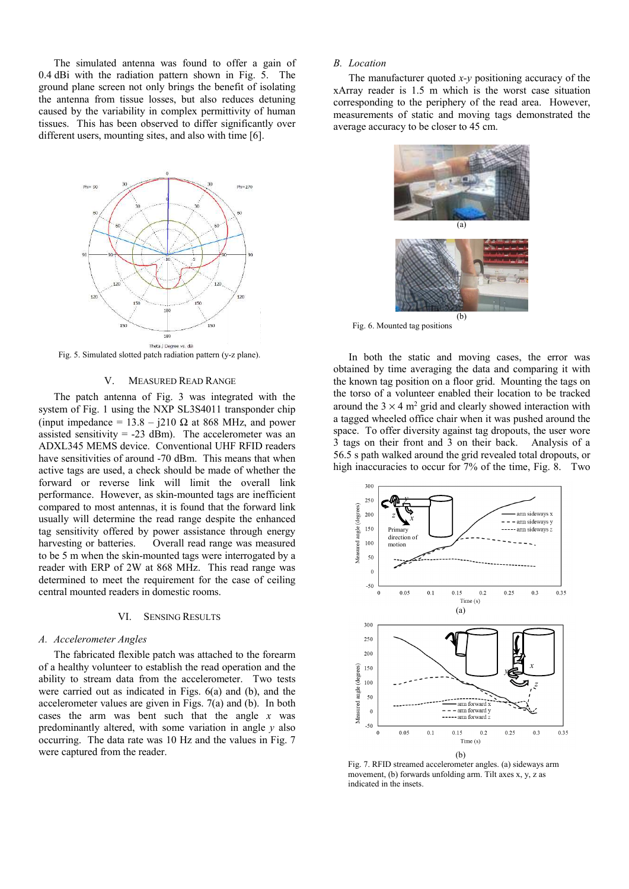The simulated antenna was found to offer a gain of 0.4 dBi with the radiation pattern shown in Fig. 5. The ground plane screen not only brings the benefit of isolating the antenna from tissue losses, but also reduces detuning caused by the variability in complex permittivity of human tissues. This has been observed to differ significantly over different users, mounting sites, and also with time [6].

Fig. 5. Simulated slotted patch radiation pattern (y-z plane).

## V. Measured Read Range

The patch antenna of Fig. 3 was integrated with the system of Fig. 1 using the NXP SL3S4011 transponder chip (input impedance = 13.8 – j210 Ω at 868 MHz, and power assisted sensitivity = -23 dBm). The accelerometer was an ADXL345 MEMS device. Conventional UHF RFID readers have sensitivities of around -70 dBm. This means that when active tags are used, a check should be made of whether the forward or reverse link will limit the overall link performance. However, as skin-mounted tags are inefficient compared to most antennas, it is found that the forward link usually will determine the read range despite the enhanced tag sensitivity offered by power assistance through energy harvesting or batteries. Overall read range was measured to be 5 m when the skin-mounted tags were interrogated by a reader with ERP of 2W at 868 MHz. This read range was determined to meet the requirement for the case of ceiling central mounted readers in domestic rooms.

## VI. Sensing Results

### A. Accelerometer Angles

The fabricated flexible patch was attached to the forearm of a healthy volunteer to establish the read operation and the ability to stream data from the accelerometer. Two tests were carried out as indicated in Figs. 6(a) and (b), and the accelerometer values are given in Figs. 7(a) and (b). In both cases the arm was bent such that the angle $x$ was predominantly altered, with some variation in angle $y$ also occurring. The data rate was 10 Hz and the values in Fig. 7 were captured from the reader.

### B. Location

The manufacturer quoted $x$-$y$ positioning accuracy of the xArray reader is 1.5 m which is the worst case situation corresponding to the periphery of the read area. However, measurements of static and moving tags demonstrated the average accuracy to be closer to 45 cm.

Fig. 6. Mounted tag positions

In both the static and moving cases, the error was obtained by time averaging the data and comparing it with the known tag position on a floor grid. Mounting the tags on the torso of a volunteer enabled their location to be tracked around the $3 \times 4$ m$^2$ grid and clearly showed interaction with a tagged wheeled office chair when it was pushed around the space. To offer diversity against tag dropouts, the user wore 3 tags on their front and 3 on their back. Analysis of a 56.5 s path walked around the grid revealed total dropouts, or high inaccuracies to occur for 7% of the time, Fig. 8. Two

Fig. 7. RFID streamed accelerometer angles. (a) sideways arm movement, (b) forwards unfolding arm. Tilt axes x, y, z as indicated in the insets.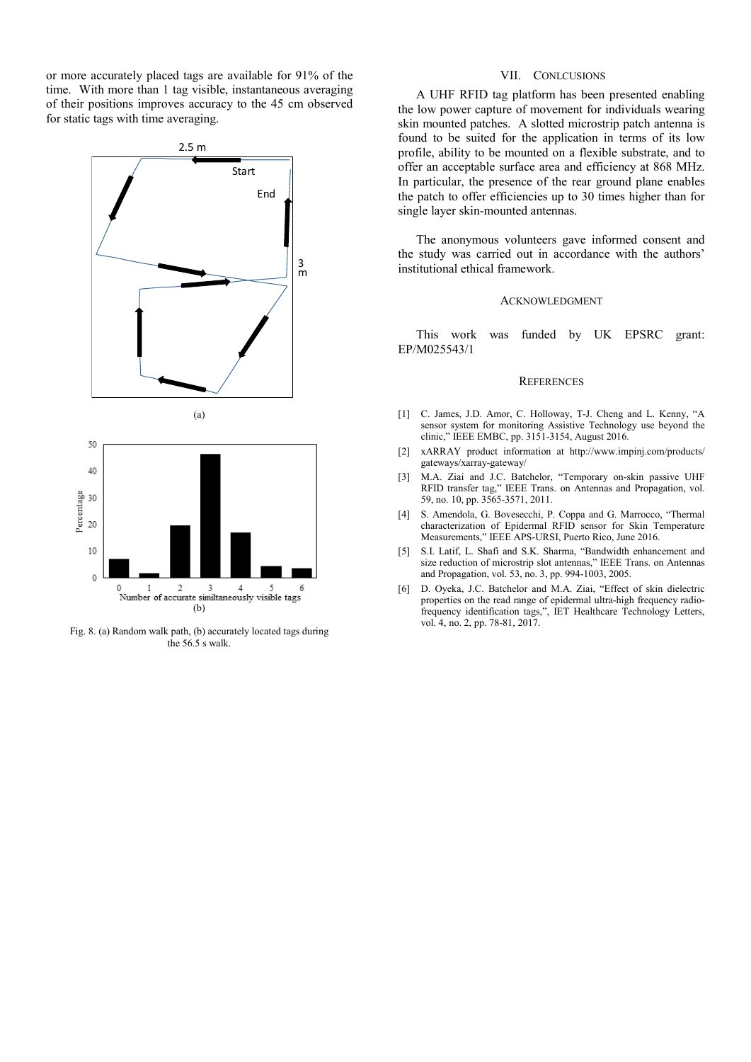or more accurately placed tags are available for 91% of the time. With more than 1 tag visible, instantaneous averaging of their positions improves accuracy to the 45 cm observed for static tags with time averaging.

2.5 m

Start

End

3 m

(a)

Percentage

50
40
30
20
10
0

0 1 2 3 4 5 6

Number of accurate similtaneously visible tags

(b)

Fig. 8. (a) Random walk path, (b) accurately located tags during the 56.5 s walk.

## VII. CONLCUSIONS

A UHF RFID tag platform has been presented enabling the low power capture of movement for individuals wearing skin mounted patches. A slotted microstrip patch antenna is found to be suited for the application in terms of its low profile, ability to be mounted on a flexible substrate, and to offer an acceptable surface area and efficiency at 868 MHz. In particular, the presence of the rear ground plane enables the patch to offer efficiencies up to 30 times higher than for single layer skin-mounted antennas.

The anonymous volunteers gave informed consent and the study was carried out in accordance with the authors' institutional ethical framework.

## ACKNOWLEDGMENT

This work was funded by UK EPSRC grant: EP/M025543/1

## REFERENCES

[1] C. James, J.D. Amor, C. Holloway, T-J. Cheng and L. Kenny, "A sensor system for monitoring Assistive Technology use beyond the clinic," IEEE EMBC, pp. 3151-3154, August 2016.

[2] xARRAY product information at http://www.impinj.com/products/gateways/xarray-gateway/

[3] M.A. Ziai and J.C. Batchelor, "Temporary on-skin passive UHF RFID transfer tag," IEEE Trans. on Antennas and Propagation, vol. 59, no. 10, pp. 3565-3571, 2011.

[4] S. Amendola, G. Bovesecchi, P. Coppa and G. Marrocco, "Thermal characterization of Epidermal RFID sensor for Skin Temperature Measurements," IEEE APS-URSI, Puerto Rico, June 2016.

[5] S.I. Latif, L. Shafi and S.K. Sharma, "Bandwidth enhancement and size reduction of microstrip slot antennas," IEEE Trans. on Antennas and Propagation, vol. 53, no. 3, pp. 994-1003, 2005.

[6] D. Oyeka, J.C. Batchelor and M.A. Ziai, "Effect of skin dielectric properties on the read range of epidermal ultra-high frequency radio-frequency identification tags,", IET Healthcare Technology Letters, vol. 4, no. 2, pp. 78-81, 2017.